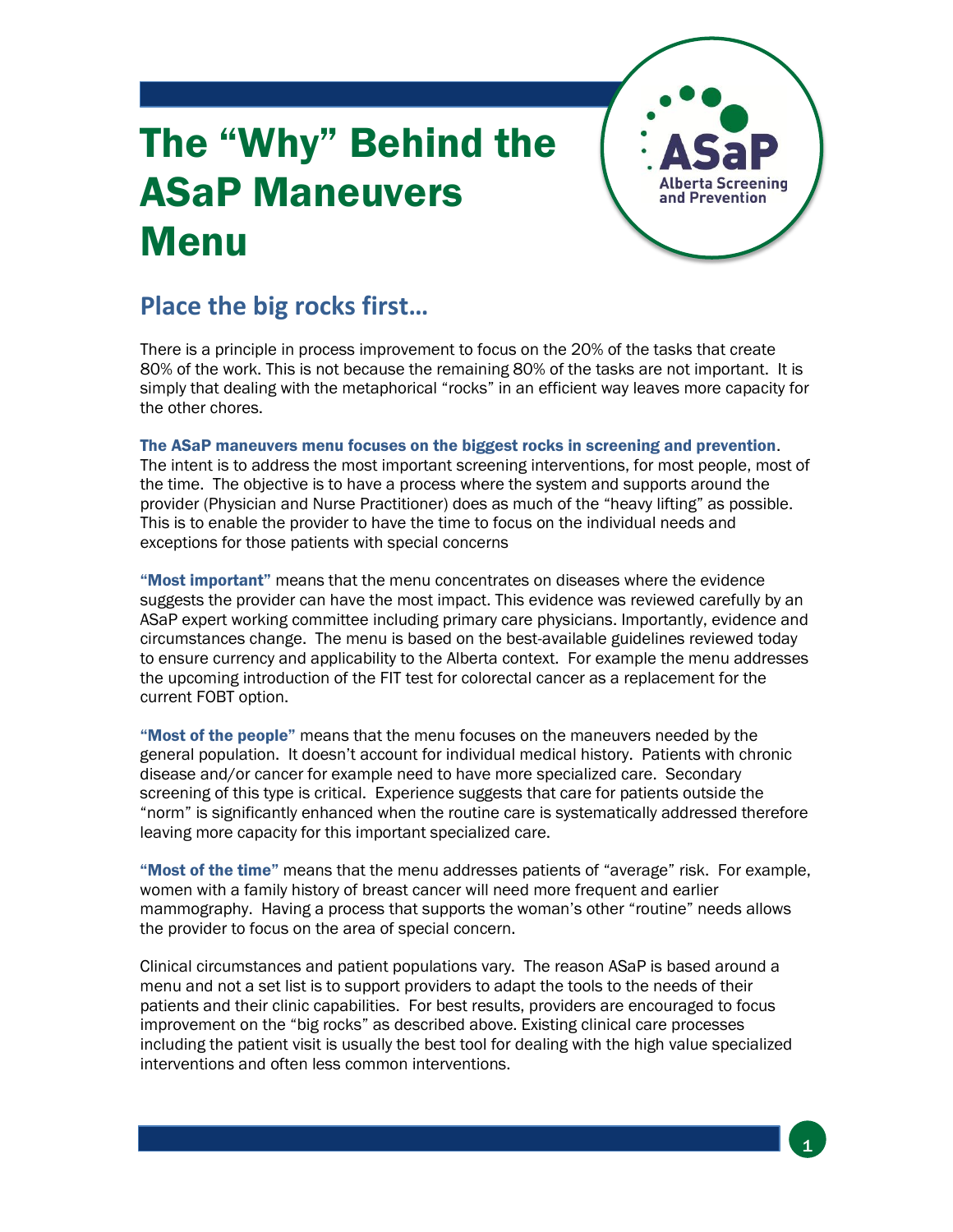# The "Why" Behind the ASaP Maneuvers Menu

## Place the big rocks first…

There is a principle in process improvement to focus on the 20% of the tasks that create 80% of the work. This is not because the remaining 80% of the tasks are not important. It is simply that dealing with the metaphorical "rocks" in an efficient way leaves more capacity for the other chores.

**The ASaP maneuvers menu focuses on the biggest rocks in screening and prevention**. The intent is to address the most important screening interventions, for most people, most of the time. The objective is to have a process where the system and supports around the provider (Physician and Nurse Practitioner) does as much of the "heavy lifting" as possible. This is to enable the provider to have the time to focus on the individual needs and exceptions for those patients with special concerns

**"Most important"** means that the menu concentrates on diseases where the evidence suggests the provider can have the most impact. This evidence was reviewed carefully by an ASaP expert working committee including primary care physicians. Importantly, evidence and circumstances change. The menu is based on the best-available guidelines reviewed today to ensure currency and applicability to the Alberta context. For example the menu addresses the upcoming introduction of the FIT test for colorectal cancer as a replacement for the current FOBT option.

**"Most of the people"** means that the menu focuses on the maneuvers needed by the general population. It doesn't account for individual medical history. Patients with chronic disease and/or cancer for example need to have more specialized care. Secondary screening of this type is critical. Experience suggests that care for patients outside the "norm" is significantly enhanced when the routine care is systematically addressed therefore leaving more capacity for this important specialized care.

**"Most of the time"** means that the menu addresses patients of "average" risk. For example, women with a family history of breast cancer will need more frequent and earlier mammography. Having a process that supports the woman's other "routine" needs allows the provider to focus on the area of special concern.

Clinical circumstances and patient populations vary. The reason ASaP is based around a menu and not a set list is to support providers to adapt the tools to the needs of their patients and their clinic capabilities. For best results, providers are encouraged to focus improvement on the "big rocks" as described above. Existing clinical care processes including the patient visit is usually the best tool for dealing with the high value specialized interventions and often less common interventions.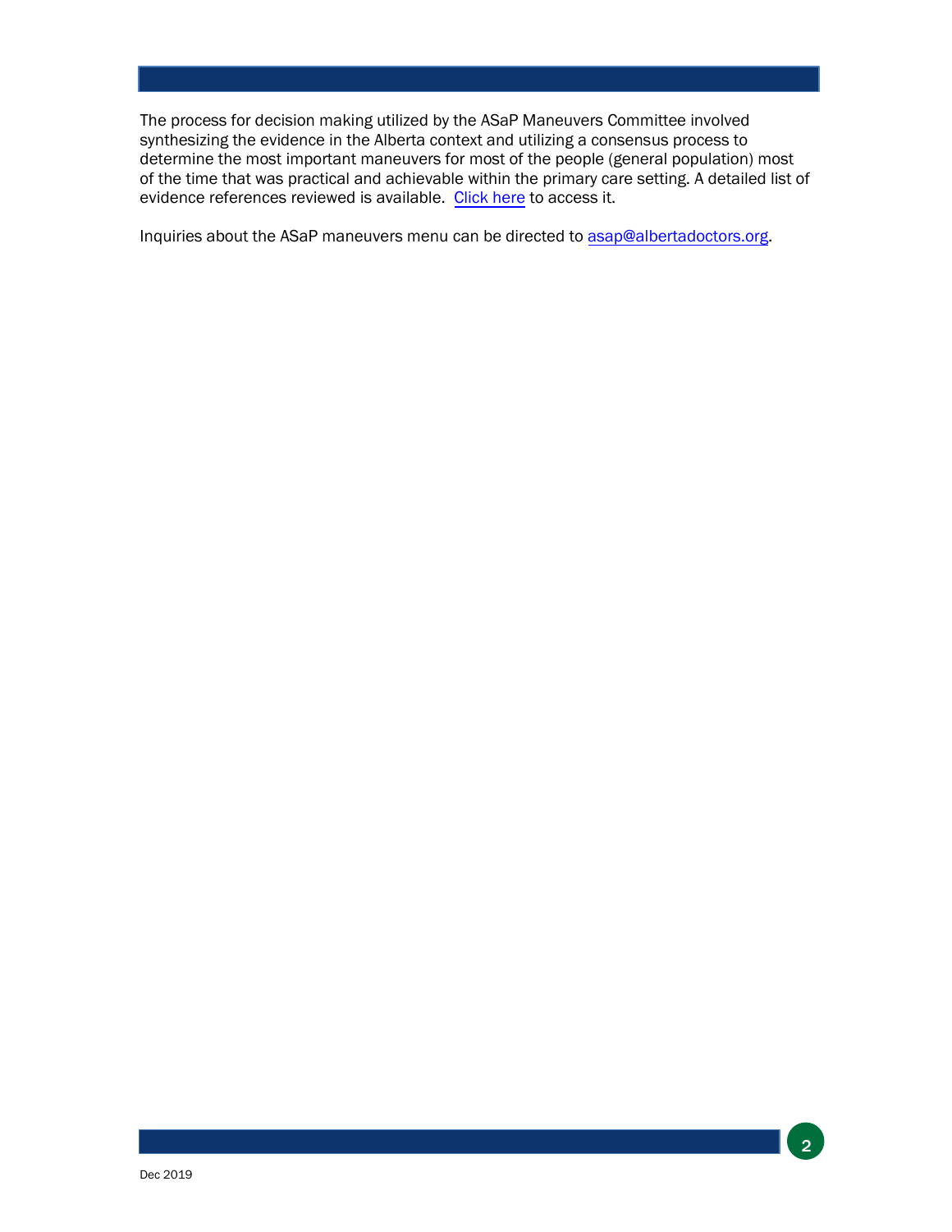The process for decision making utilized by the ASaP Maneuvers Committee involved synthesizing the evidence in the Alberta context and utilizing a consensus process to determine the most important maneuvers for most of the people (general population) most of the time that was practical and achievable within the primary care setting. A detailed list of evidence references reviewed is available. [Click here] to access it.

Inquiries about the ASaP maneuvers menu can be directed to asap@albertadoctors.org.